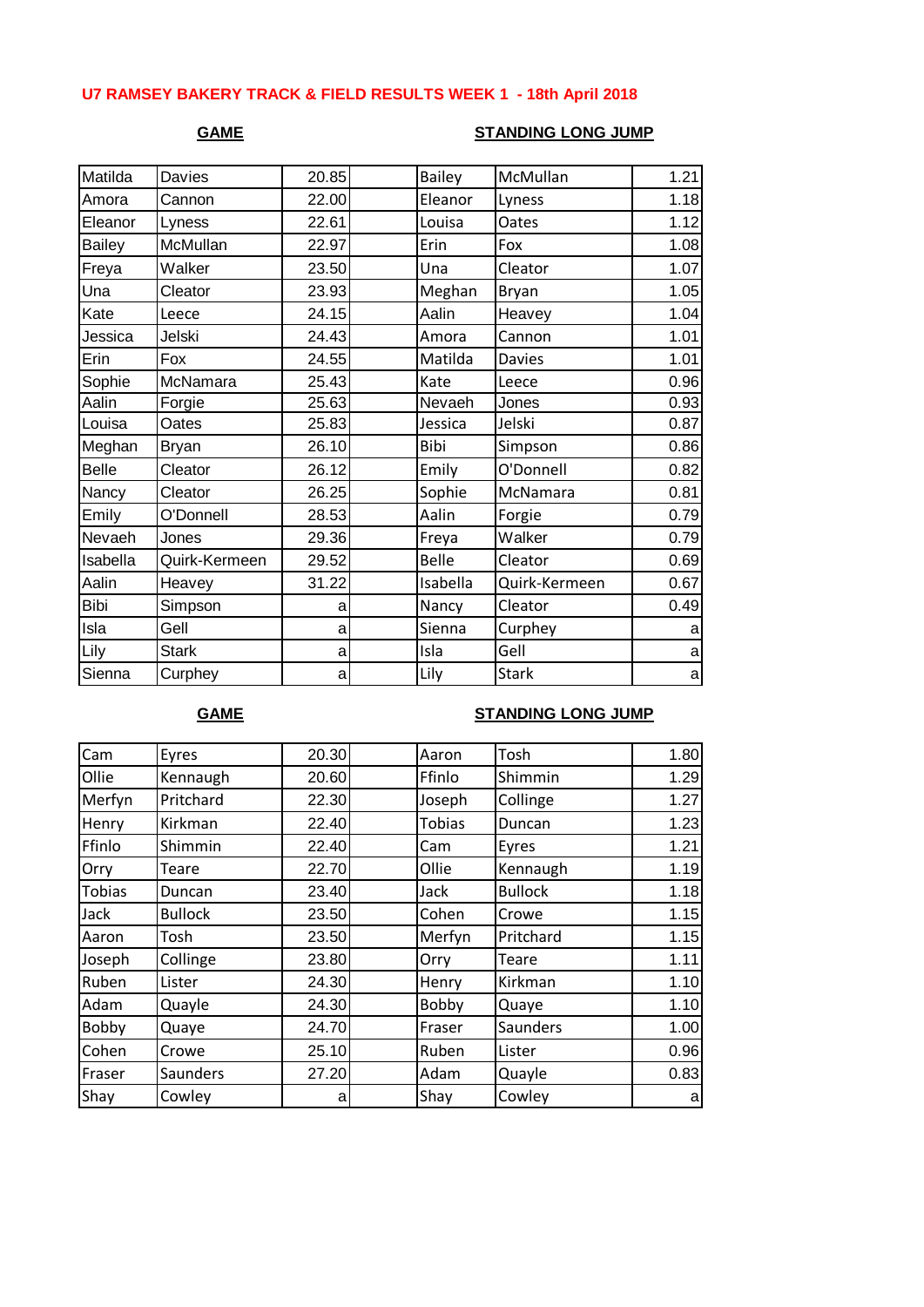# U7 RAMSEY BAKERY TRACK & FIELD RESULTS WEEK 1 - 18th April 2018

| GAME | | | STANDING LONG JUMP | | |
|---|---|---|---|---|---|
| Matilda | Davies | 20.85 | Bailey | McMullan | 1.21 |
| Amora | Cannon | 22.00 | Eleanor | Lyness | 1.18 |
| Eleanor | Lyness | 22.61 | Louisa | Oates | 1.12 |
| Bailey | McMullan | 22.97 | Erin | Fox | 1.08 |
| Freya | Walker | 23.50 | Una | Cleator | 1.07 |
| Una | Cleator | 23.93 | Meghan | Bryan | 1.05 |
| Kate | Leece | 24.15 | Aalin | Heavey | 1.04 |
| Jessica | Jelski | 24.43 | Amora | Cannon | 1.01 |
| Erin | Fox | 24.55 | Matilda | Davies | 1.01 |
| Sophie | McNamara | 25.43 | Kate | Leece | 0.96 |
| Aalin | Forgie | 25.63 | Nevaeh | Jones | 0.93 |
| Louisa | Oates | 25.83 | Jessica | Jelski | 0.87 |
| Meghan | Bryan | 26.10 | Bibi | Simpson | 0.86 |
| Belle | Cleator | 26.12 | Emily | O'Donnell | 0.82 |
| Nancy | Cleator | 26.25 | Sophie | McNamara | 0.81 |
| Emily | O'Donnell | 28.53 | Aalin | Forgie | 0.79 |
| Nevaeh | Jones | 29.36 | Freya | Walker | 0.79 |
| Isabella | Quirk-Kermeen | 29.52 | Belle | Cleator | 0.69 |
| Aalin | Heavey | 31.22 | Isabella | Quirk-Kermeen | 0.67 |
| Bibi | Simpson | a | Nancy | Cleator | 0.49 |
| Isla | Gell | a | Sienna | Curphey | a |
| Lily | Stark | a | Isla | Gell | a |
| Sienna | Curphey | a | Lily | Stark | a |

| GAME | | | STANDING LONG JUMP | | |
|---|---|---|---|---|---|
| Cam | Eyres | 20.30 | Aaron | Tosh | 1.80 |
| Ollie | Kennaugh | 20.60 | Ffinlo | Shimmin | 1.29 |
| Merfyn | Pritchard | 22.30 | Joseph | Collinge | 1.27 |
| Henry | Kirkman | 22.40 | Tobias | Duncan | 1.23 |
| Ffinlo | Shimmin | 22.40 | Cam | Eyres | 1.21 |
| Orry | Teare | 22.70 | Ollie | Kennaugh | 1.19 |
| Tobias | Duncan | 23.40 | Jack | Bullock | 1.18 |
| Jack | Bullock | 23.50 | Cohen | Crowe | 1.15 |
| Aaron | Tosh | 23.50 | Merfyn | Pritchard | 1.15 |
| Joseph | Collinge | 23.80 | Orry | Teare | 1.11 |
| Ruben | Lister | 24.30 | Henry | Kirkman | 1.10 |
| Adam | Quayle | 24.30 | Bobby | Quaye | 1.10 |
| Bobby | Quaye | 24.70 | Fraser | Saunders | 1.00 |
| Cohen | Crowe | 25.10 | Ruben | Lister | 0.96 |
| Fraser | Saunders | 27.20 | Adam | Quayle | 0.83 |
| Shay | Cowley | a | Shay | Cowley | a |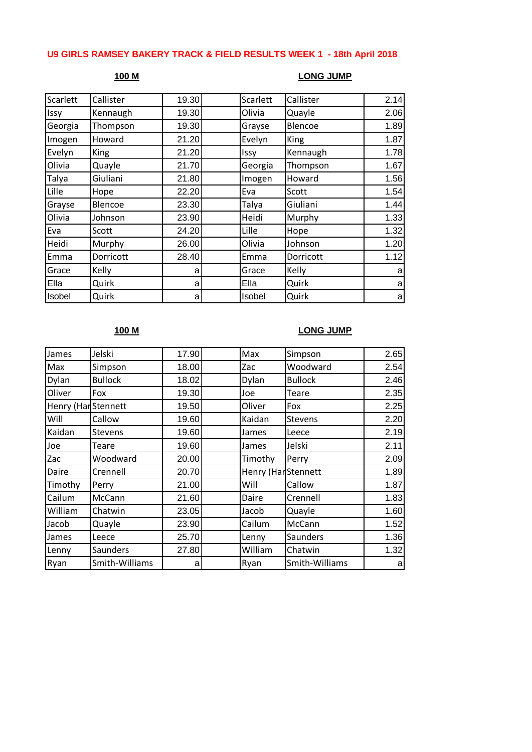# U9 GIRLS RAMSEY BAKERY TRACK & FIELD RESULTS WEEK 1 - 18th April 2018

**100 M** | **LONG JUMP**

| First Name | Surname | 100 M | First Name | Surname | Long Jump |
|---|---|---|---|---|---|
| Scarlett | Callister | 19.30 | Scarlett | Callister | 2.14 |
| Issy | Kennaugh | 19.30 | Olivia | Quayle | 2.06 |
| Georgia | Thompson | 19.30 | Grayse | Blencoe | 1.89 |
| Imogen | Howard | 21.20 | Evelyn | King | 1.87 |
| Evelyn | King | 21.20 | Issy | Kennaugh | 1.78 |
| Olivia | Quayle | 21.70 | Georgia | Thompson | 1.67 |
| Talya | Giuliani | 21.80 | Imogen | Howard | 1.56 |
| Lille | Hope | 22.20 | Eva | Scott | 1.54 |
| Grayse | Blencoe | 23.30 | Talya | Giuliani | 1.44 |
| Olivia | Johnson | 23.90 | Heidi | Murphy | 1.33 |
| Eva | Scott | 24.20 | Lille | Hope | 1.32 |
| Heidi | Murphy | 26.00 | Olivia | Johnson | 1.20 |
| Emma | Dorricott | 28.40 | Emma | Dorricott | 1.12 |
| Grace | Kelly | a | Grace | Kelly | a |
| Ella | Quirk | a | Ella | Quirk | a |
| Isobel | Quirk | a | Isobel | Quirk | a |

**100 M** | **LONG JUMP**

| First Name | Surname | 100 M | First Name | Surname | Long Jump |
|---|---|---|---|---|---|
| James | Jelski | 17.90 | Max | Simpson | 2.65 |
| Max | Simpson | 18.00 | Zac | Woodward | 2.54 |
| Dylan | Bullock | 18.02 | Dylan | Bullock | 2.46 |
| Oliver | Fox | 19.30 | Joe | Teare | 2.35 |
| Henry (Har | Stennett | 19.50 | Oliver | Fox | 2.25 |
| Will | Callow | 19.60 | Kaidan | Stevens | 2.20 |
| Kaidan | Stevens | 19.60 | James | Leece | 2.19 |
| Joe | Teare | 19.60 | James | Jelski | 2.11 |
| Zac | Woodward | 20.00 | Timothy | Perry | 2.09 |
| Daire | Crennell | 20.70 | Henry (Har | Stennett | 1.89 |
| Timothy | Perry | 21.00 | Will | Callow | 1.87 |
| Cailum | McCann | 21.60 | Daire | Crennell | 1.83 |
| William | Chatwin | 23.05 | Jacob | Quayle | 1.60 |
| Jacob | Quayle | 23.90 | Cailum | McCann | 1.52 |
| James | Leece | 25.70 | Lenny | Saunders | 1.36 |
| Lenny | Saunders | 27.80 | William | Chatwin | 1.32 |
| Ryan | Smith-Williams | a | Ryan | Smith-Williams | a |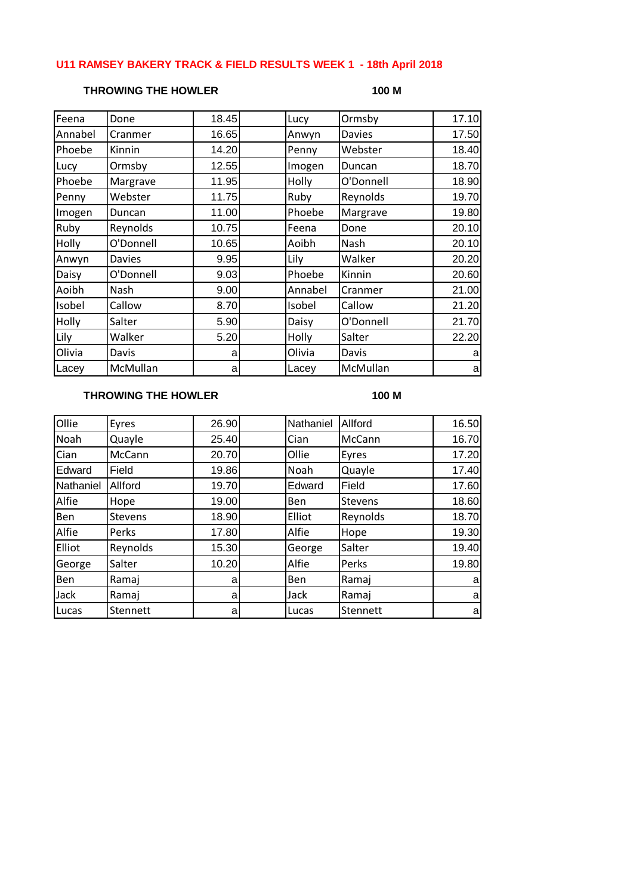## U11 RAMSEY BAKERY TRACK & FIELD RESULTS WEEK 1 - 18th April 2018

**THROWING THE HOWLER** | **100 M**

| | | | | | | |
|---|---|---|---|---|---|---|
| Feena | Done | 18.45 | | Lucy | Ormsby | 17.10 |
| Annabel | Cranmer | 16.65 | | Anwyn | Davies | 17.50 |
| Phoebe | Kinnin | 14.20 | | Penny | Webster | 18.40 |
| Lucy | Ormsby | 12.55 | | Imogen | Duncan | 18.70 |
| Phoebe | Margrave | 11.95 | | Holly | O'Donnell | 18.90 |
| Penny | Webster | 11.75 | | Ruby | Reynolds | 19.70 |
| Imogen | Duncan | 11.00 | | Phoebe | Margrave | 19.80 |
| Ruby | Reynolds | 10.75 | | Feena | Done | 20.10 |
| Holly | O'Donnell | 10.65 | | Aoibh | Nash | 20.10 |
| Anwyn | Davies | 9.95 | | Lily | Walker | 20.20 |
| Daisy | O'Donnell | 9.03 | | Phoebe | Kinnin | 20.60 |
| Aoibh | Nash | 9.00 | | Annabel | Cranmer | 21.00 |
| Isobel | Callow | 8.70 | | Isobel | Callow | 21.20 |
| Holly | Salter | 5.90 | | Daisy | O'Donnell | 21.70 |
| Lily | Walker | 5.20 | | Holly | Salter | 22.20 |
| Olivia | Davis | a | | Olivia | Davis | a |
| Lacey | McMullan | a | | Lacey | McMullan | a |

**THROWING THE HOWLER** | **100 M**

| | | | | | | |
|---|---|---|---|---|---|---|
| Ollie | Eyres | 26.90 | | Nathaniel | Allford | 16.50 |
| Noah | Quayle | 25.40 | | Cian | McCann | 16.70 |
| Cian | McCann | 20.70 | | Ollie | Eyres | 17.20 |
| Edward | Field | 19.86 | | Noah | Quayle | 17.40 |
| Nathaniel | Allford | 19.70 | | Edward | Field | 17.60 |
| Alfie | Hope | 19.00 | | Ben | Stevens | 18.60 |
| Ben | Stevens | 18.90 | | Elliot | Reynolds | 18.70 |
| Alfie | Perks | 17.80 | | Alfie | Hope | 19.30 |
| Elliot | Reynolds | 15.30 | | George | Salter | 19.40 |
| George | Salter | 10.20 | | Alfie | Perks | 19.80 |
| Ben | Ramaj | a | | Ben | Ramaj | a |
| Jack | Ramaj | a | | Jack | Ramaj | a |
| Lucas | Stennett | a | | Lucas | Stennett | a |